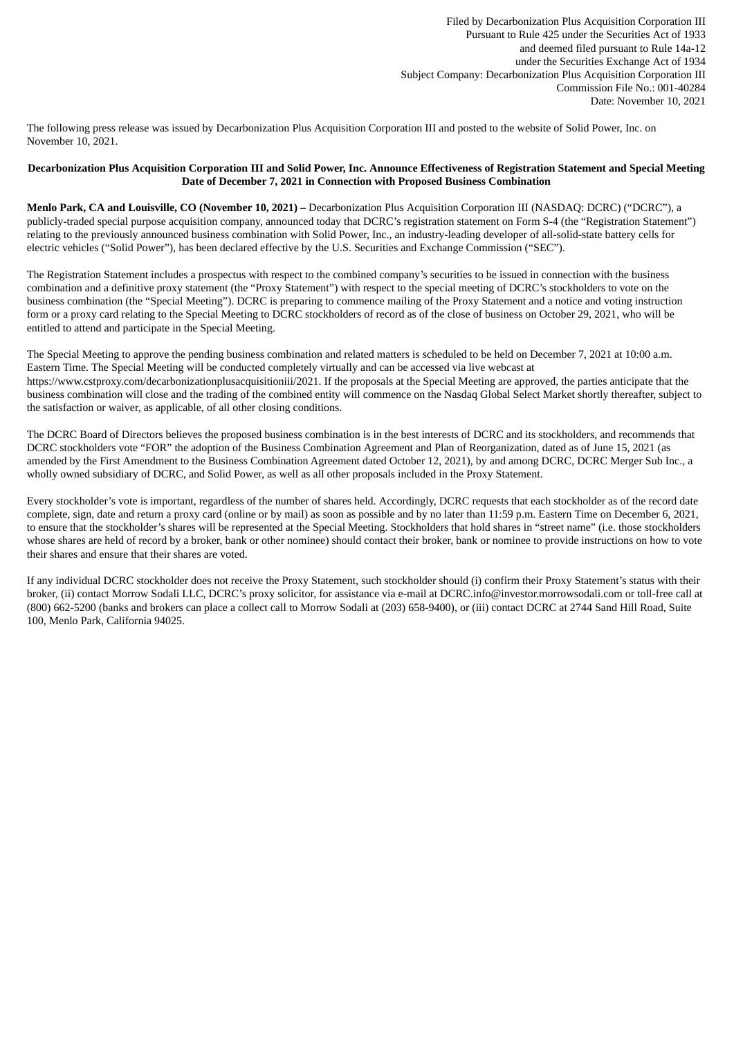Filed by Decarbonization Plus Acquisition Corporation III
Pursuant to Rule 425 under the Securities Act of 1933
and deemed filed pursuant to Rule 14a-12
under the Securities Exchange Act of 1934
Subject Company: Decarbonization Plus Acquisition Corporation III
Commission File No.: 001-40284
Date: November 10, 2021

The following press release was issued by Decarbonization Plus Acquisition Corporation III and posted to the website of Solid Power, Inc. on November 10, 2021.

**Decarbonization Plus Acquisition Corporation III and Solid Power, Inc. Announce Effectiveness of Registration Statement and Special Meeting Date of December 7, 2021 in Connection with Proposed Business Combination**

**Menlo Park, CA and Louisville, CO (November 10, 2021) –** Decarbonization Plus Acquisition Corporation III (NASDAQ: DCRC) ("DCRC"), a publicly-traded special purpose acquisition company, announced today that DCRC's registration statement on Form S-4 (the "Registration Statement") relating to the previously announced business combination with Solid Power, Inc., an industry-leading developer of all-solid-state battery cells for electric vehicles ("Solid Power"), has been declared effective by the U.S. Securities and Exchange Commission ("SEC").

The Registration Statement includes a prospectus with respect to the combined company's securities to be issued in connection with the business combination and a definitive proxy statement (the "Proxy Statement") with respect to the special meeting of DCRC's stockholders to vote on the business combination (the "Special Meeting"). DCRC is preparing to commence mailing of the Proxy Statement and a notice and voting instruction form or a proxy card relating to the Special Meeting to DCRC stockholders of record as of the close of business on October 29, 2021, who will be entitled to attend and participate in the Special Meeting.

The Special Meeting to approve the pending business combination and related matters is scheduled to be held on December 7, 2021 at 10:00 a.m. Eastern Time. The Special Meeting will be conducted completely virtually and can be accessed via live webcast at https://www.cstproxy.com/decarbonizationplusacquisitioniii/2021. If the proposals at the Special Meeting are approved, the parties anticipate that the business combination will close and the trading of the combined entity will commence on the Nasdaq Global Select Market shortly thereafter, subject to the satisfaction or waiver, as applicable, of all other closing conditions.

The DCRC Board of Directors believes the proposed business combination is in the best interests of DCRC and its stockholders, and recommends that DCRC stockholders vote "FOR" the adoption of the Business Combination Agreement and Plan of Reorganization, dated as of June 15, 2021 (as amended by the First Amendment to the Business Combination Agreement dated October 12, 2021), by and among DCRC, DCRC Merger Sub Inc., a wholly owned subsidiary of DCRC, and Solid Power, as well as all other proposals included in the Proxy Statement.

Every stockholder's vote is important, regardless of the number of shares held. Accordingly, DCRC requests that each stockholder as of the record date complete, sign, date and return a proxy card (online or by mail) as soon as possible and by no later than 11:59 p.m. Eastern Time on December 6, 2021, to ensure that the stockholder's shares will be represented at the Special Meeting. Stockholders that hold shares in "street name" (i.e. those stockholders whose shares are held of record by a broker, bank or other nominee) should contact their broker, bank or nominee to provide instructions on how to vote their shares and ensure that their shares are voted.

If any individual DCRC stockholder does not receive the Proxy Statement, such stockholder should (i) confirm their Proxy Statement's status with their broker, (ii) contact Morrow Sodali LLC, DCRC's proxy solicitor, for assistance via e-mail at DCRC.info@investor.morrowsodali.com or toll-free call at (800) 662-5200 (banks and brokers can place a collect call to Morrow Sodali at (203) 658-9400), or (iii) contact DCRC at 2744 Sand Hill Road, Suite 100, Menlo Park, California 94025.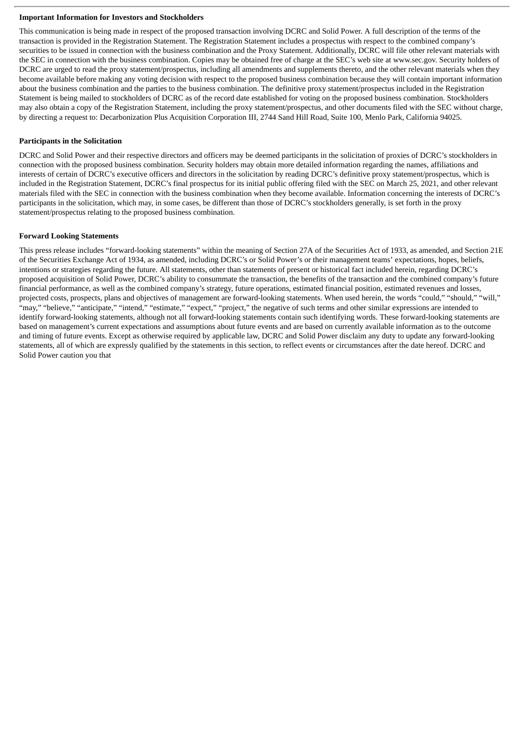**Important Information for Investors and Stockholders**

This communication is being made in respect of the proposed transaction involving DCRC and Solid Power. A full description of the terms of the transaction is provided in the Registration Statement. The Registration Statement includes a prospectus with respect to the combined company's securities to be issued in connection with the business combination and the Proxy Statement. Additionally, DCRC will file other relevant materials with the SEC in connection with the business combination. Copies may be obtained free of charge at the SEC's web site at www.sec.gov. Security holders of DCRC are urged to read the proxy statement/prospectus, including all amendments and supplements thereto, and the other relevant materials when they become available before making any voting decision with respect to the proposed business combination because they will contain important information about the business combination and the parties to the business combination. The definitive proxy statement/prospectus included in the Registration Statement is being mailed to stockholders of DCRC as of the record date established for voting on the proposed business combination. Stockholders may also obtain a copy of the Registration Statement, including the proxy statement/prospectus, and other documents filed with the SEC without charge, by directing a request to: Decarbonization Plus Acquisition Corporation III, 2744 Sand Hill Road, Suite 100, Menlo Park, California 94025.

**Participants in the Solicitation**

DCRC and Solid Power and their respective directors and officers may be deemed participants in the solicitation of proxies of DCRC's stockholders in connection with the proposed business combination. Security holders may obtain more detailed information regarding the names, affiliations and interests of certain of DCRC's executive officers and directors in the solicitation by reading DCRC's definitive proxy statement/prospectus, which is included in the Registration Statement, DCRC's final prospectus for its initial public offering filed with the SEC on March 25, 2021, and other relevant materials filed with the SEC in connection with the business combination when they become available. Information concerning the interests of DCRC's participants in the solicitation, which may, in some cases, be different than those of DCRC's stockholders generally, is set forth in the proxy statement/prospectus relating to the proposed business combination.

**Forward Looking Statements**

This press release includes "forward-looking statements" within the meaning of Section 27A of the Securities Act of 1933, as amended, and Section 21E of the Securities Exchange Act of 1934, as amended, including DCRC's or Solid Power's or their management teams' expectations, hopes, beliefs, intentions or strategies regarding the future. All statements, other than statements of present or historical fact included herein, regarding DCRC's proposed acquisition of Solid Power, DCRC's ability to consummate the transaction, the benefits of the transaction and the combined company's future financial performance, as well as the combined company's strategy, future operations, estimated financial position, estimated revenues and losses, projected costs, prospects, plans and objectives of management are forward-looking statements. When used herein, the words "could," "should," "will," "may," "believe," "anticipate," "intend," "estimate," "expect," "project," the negative of such terms and other similar expressions are intended to identify forward-looking statements, although not all forward-looking statements contain such identifying words. These forward-looking statements are based on management's current expectations and assumptions about future events and are based on currently available information as to the outcome and timing of future events. Except as otherwise required by applicable law, DCRC and Solid Power disclaim any duty to update any forward-looking statements, all of which are expressly qualified by the statements in this section, to reflect events or circumstances after the date hereof. DCRC and Solid Power caution you that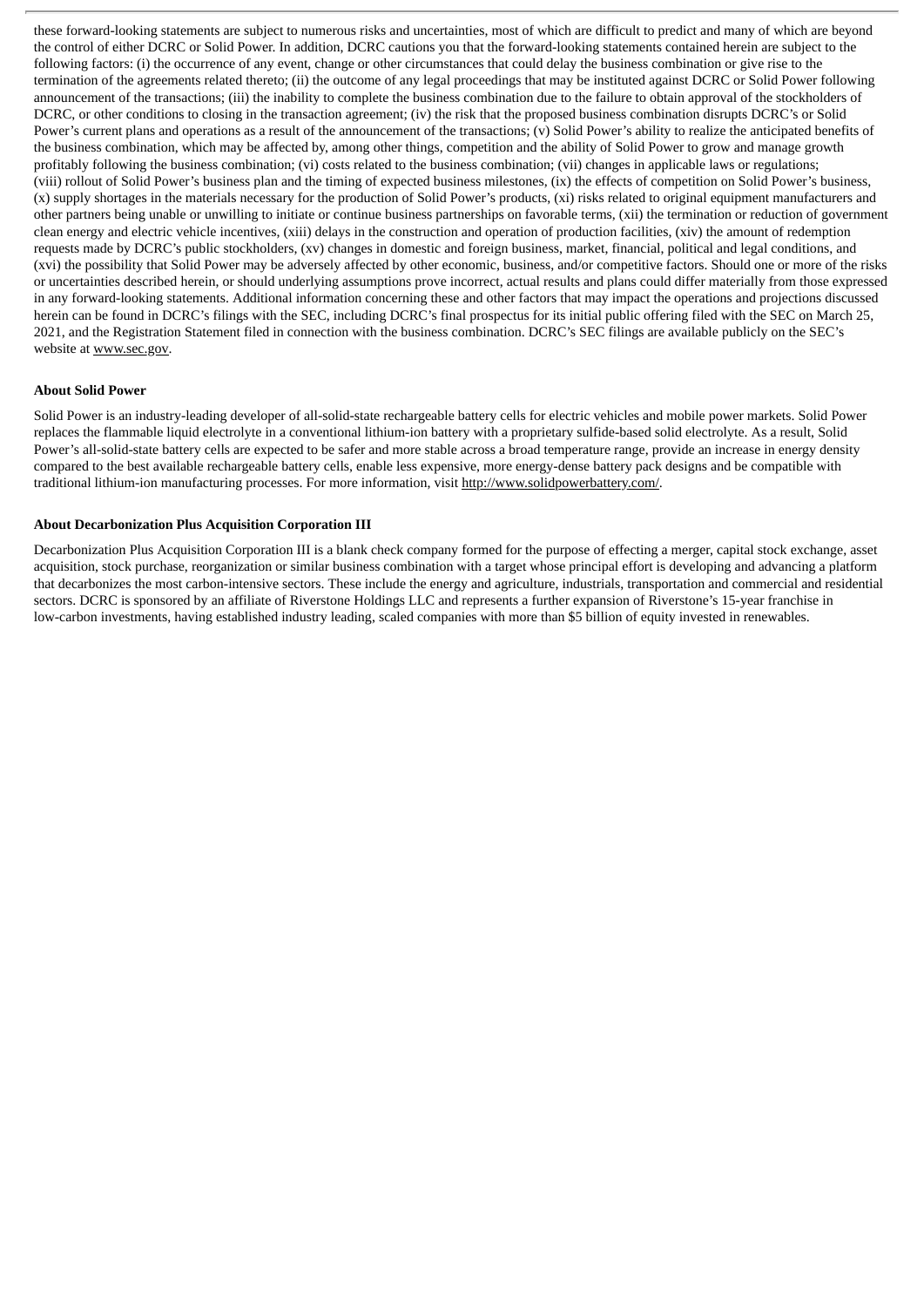these forward-looking statements are subject to numerous risks and uncertainties, most of which are difficult to predict and many of which are beyond the control of either DCRC or Solid Power. In addition, DCRC cautions you that the forward-looking statements contained herein are subject to the following factors: (i) the occurrence of any event, change or other circumstances that could delay the business combination or give rise to the termination of the agreements related thereto; (ii) the outcome of any legal proceedings that may be instituted against DCRC or Solid Power following announcement of the transactions; (iii) the inability to complete the business combination due to the failure to obtain approval of the stockholders of DCRC, or other conditions to closing in the transaction agreement; (iv) the risk that the proposed business combination disrupts DCRC's or Solid Power's current plans and operations as a result of the announcement of the transactions; (v) Solid Power's ability to realize the anticipated benefits of the business combination, which may be affected by, among other things, competition and the ability of Solid Power to grow and manage growth profitably following the business combination; (vi) costs related to the business combination; (vii) changes in applicable laws or regulations; (viii) rollout of Solid Power's business plan and the timing of expected business milestones, (ix) the effects of competition on Solid Power's business, (x) supply shortages in the materials necessary for the production of Solid Power's products, (xi) risks related to original equipment manufacturers and other partners being unable or unwilling to initiate or continue business partnerships on favorable terms, (xii) the termination or reduction of government clean energy and electric vehicle incentives, (xiii) delays in the construction and operation of production facilities, (xiv) the amount of redemption requests made by DCRC's public stockholders, (xv) changes in domestic and foreign business, market, financial, political and legal conditions, and (xvi) the possibility that Solid Power may be adversely affected by other economic, business, and/or competitive factors. Should one or more of the risks or uncertainties described herein, or should underlying assumptions prove incorrect, actual results and plans could differ materially from those expressed in any forward-looking statements. Additional information concerning these and other factors that may impact the operations and projections discussed herein can be found in DCRC's filings with the SEC, including DCRC's final prospectus for its initial public offering filed with the SEC on March 25, 2021, and the Registration Statement filed in connection with the business combination. DCRC's SEC filings are available publicly on the SEC's website at www.sec.gov.

**About Solid Power**

Solid Power is an industry-leading developer of all-solid-state rechargeable battery cells for electric vehicles and mobile power markets. Solid Power replaces the flammable liquid electrolyte in a conventional lithium-ion battery with a proprietary sulfide-based solid electrolyte. As a result, Solid Power's all-solid-state battery cells are expected to be safer and more stable across a broad temperature range, provide an increase in energy density compared to the best available rechargeable battery cells, enable less expensive, more energy-dense battery pack designs and be compatible with traditional lithium-ion manufacturing processes. For more information, visit http://www.solidpowerbattery.com/.

**About Decarbonization Plus Acquisition Corporation III**

Decarbonization Plus Acquisition Corporation III is a blank check company formed for the purpose of effecting a merger, capital stock exchange, asset acquisition, stock purchase, reorganization or similar business combination with a target whose principal effort is developing and advancing a platform that decarbonizes the most carbon-intensive sectors. These include the energy and agriculture, industrials, transportation and commercial and residential sectors. DCRC is sponsored by an affiliate of Riverstone Holdings LLC and represents a further expansion of Riverstone's 15-year franchise in low-carbon investments, having established industry leading, scaled companies with more than $5 billion of equity invested in renewables.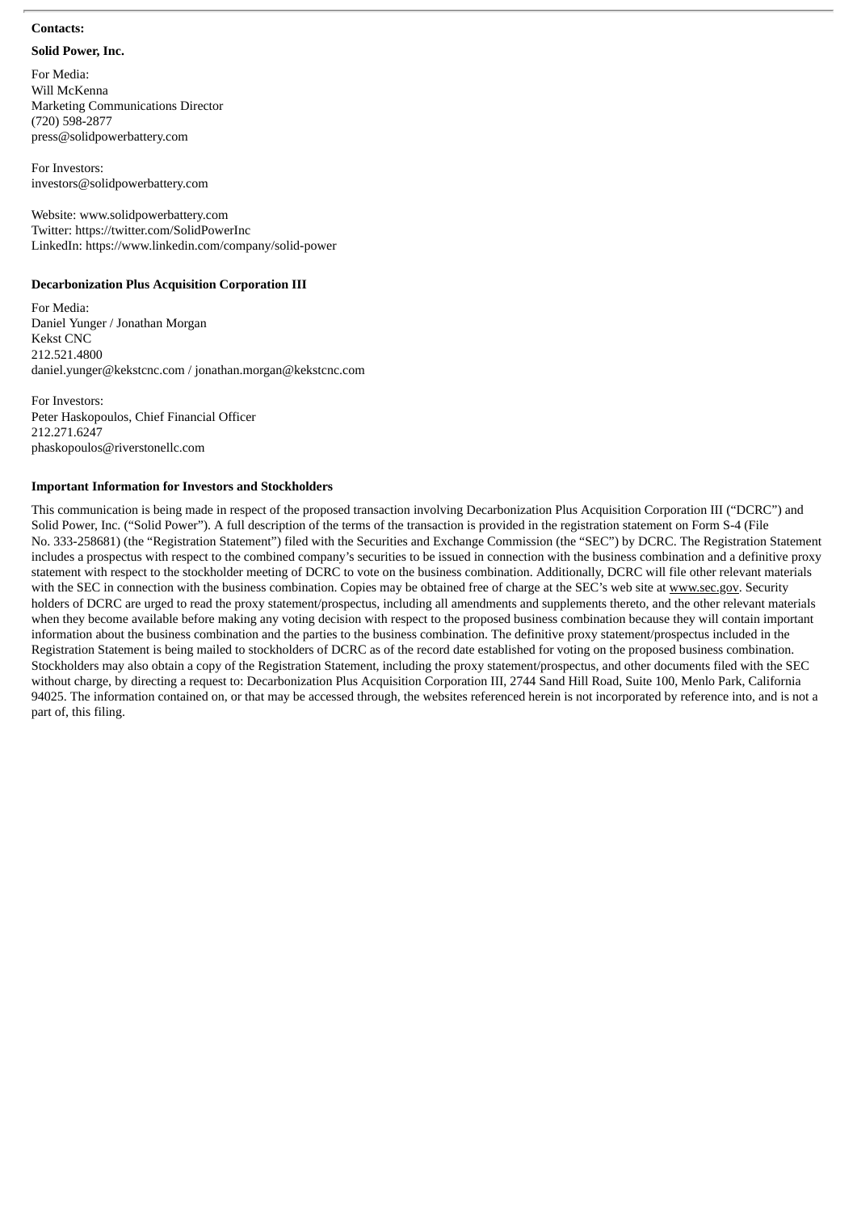**Contacts:**

**Solid Power, Inc.**

For Media:
Will McKenna
Marketing Communications Director
(720) 598-2877
press@solidpowerbattery.com

For Investors:
investors@solidpowerbattery.com

Website: www.solidpowerbattery.com
Twitter: https://twitter.com/SolidPowerInc
LinkedIn: https://www.linkedin.com/company/solid-power

**Decarbonization Plus Acquisition Corporation III**

For Media:
Daniel Yunger / Jonathan Morgan
Kekst CNC
212.521.4800
daniel.yunger@kekstcnc.com / jonathan.morgan@kekstcnc.com

For Investors:
Peter Haskopoulos, Chief Financial Officer
212.271.6247
phaskopoulos@riverstonellc.com

**Important Information for Investors and Stockholders**

This communication is being made in respect of the proposed transaction involving Decarbonization Plus Acquisition Corporation III ("DCRC") and Solid Power, Inc. ("Solid Power"). A full description of the terms of the transaction is provided in the registration statement on Form S-4 (File No. 333-258681) (the "Registration Statement") filed with the Securities and Exchange Commission (the "SEC") by DCRC. The Registration Statement includes a prospectus with respect to the combined company's securities to be issued in connection with the business combination and a definitive proxy statement with respect to the stockholder meeting of DCRC to vote on the business combination. Additionally, DCRC will file other relevant materials with the SEC in connection with the business combination. Copies may be obtained free of charge at the SEC's web site at www.sec.gov. Security holders of DCRC are urged to read the proxy statement/prospectus, including all amendments and supplements thereto, and the other relevant materials when they become available before making any voting decision with respect to the proposed business combination because they will contain important information about the business combination and the parties to the business combination. The definitive proxy statement/prospectus included in the Registration Statement is being mailed to stockholders of DCRC as of the record date established for voting on the proposed business combination. Stockholders may also obtain a copy of the Registration Statement, including the proxy statement/prospectus, and other documents filed with the SEC without charge, by directing a request to: Decarbonization Plus Acquisition Corporation III, 2744 Sand Hill Road, Suite 100, Menlo Park, California 94025. The information contained on, or that may be accessed through, the websites referenced herein is not incorporated by reference into, and is not a part of, this filing.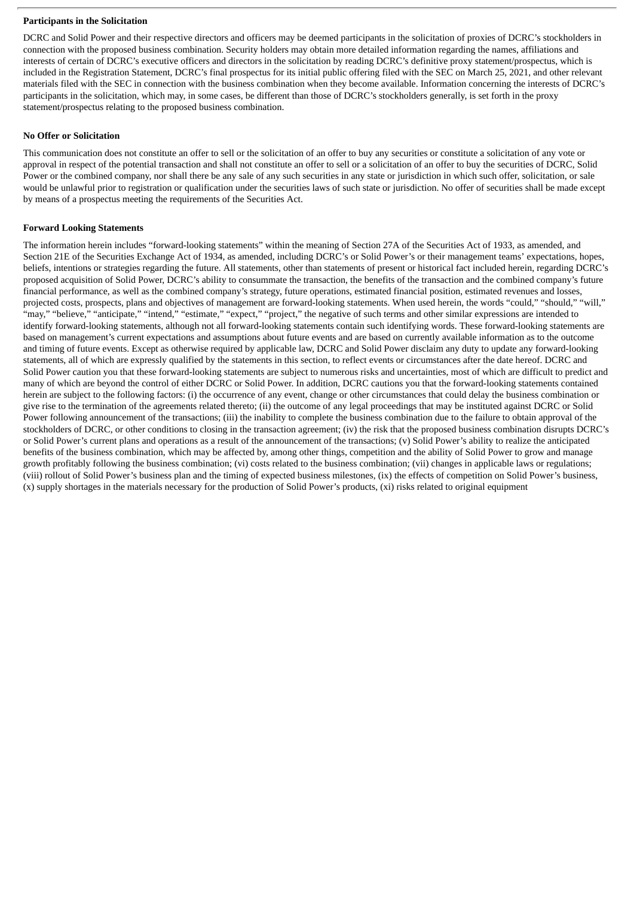**Participants in the Solicitation**

DCRC and Solid Power and their respective directors and officers may be deemed participants in the solicitation of proxies of DCRC's stockholders in connection with the proposed business combination. Security holders may obtain more detailed information regarding the names, affiliations and interests of certain of DCRC's executive officers and directors in the solicitation by reading DCRC's definitive proxy statement/prospectus, which is included in the Registration Statement, DCRC's final prospectus for its initial public offering filed with the SEC on March 25, 2021, and other relevant materials filed with the SEC in connection with the business combination when they become available. Information concerning the interests of DCRC's participants in the solicitation, which may, in some cases, be different than those of DCRC's stockholders generally, is set forth in the proxy statement/prospectus relating to the proposed business combination.

**No Offer or Solicitation**

This communication does not constitute an offer to sell or the solicitation of an offer to buy any securities or constitute a solicitation of any vote or approval in respect of the potential transaction and shall not constitute an offer to sell or a solicitation of an offer to buy the securities of DCRC, Solid Power or the combined company, nor shall there be any sale of any such securities in any state or jurisdiction in which such offer, solicitation, or sale would be unlawful prior to registration or qualification under the securities laws of such state or jurisdiction. No offer of securities shall be made except by means of a prospectus meeting the requirements of the Securities Act.

**Forward Looking Statements**

The information herein includes "forward-looking statements" within the meaning of Section 27A of the Securities Act of 1933, as amended, and Section 21E of the Securities Exchange Act of 1934, as amended, including DCRC's or Solid Power's or their management teams' expectations, hopes, beliefs, intentions or strategies regarding the future. All statements, other than statements of present or historical fact included herein, regarding DCRC's proposed acquisition of Solid Power, DCRC's ability to consummate the transaction, the benefits of the transaction and the combined company's future financial performance, as well as the combined company's strategy, future operations, estimated financial position, estimated revenues and losses, projected costs, prospects, plans and objectives of management are forward-looking statements. When used herein, the words "could," "should," "will," "may," "believe," "anticipate," "intend," "estimate," "expect," "project," the negative of such terms and other similar expressions are intended to identify forward-looking statements, although not all forward-looking statements contain such identifying words. These forward-looking statements are based on management's current expectations and assumptions about future events and are based on currently available information as to the outcome and timing of future events. Except as otherwise required by applicable law, DCRC and Solid Power disclaim any duty to update any forward-looking statements, all of which are expressly qualified by the statements in this section, to reflect events or circumstances after the date hereof. DCRC and Solid Power caution you that these forward-looking statements are subject to numerous risks and uncertainties, most of which are difficult to predict and many of which are beyond the control of either DCRC or Solid Power. In addition, DCRC cautions you that the forward-looking statements contained herein are subject to the following factors: (i) the occurrence of any event, change or other circumstances that could delay the business combination or give rise to the termination of the agreements related thereto; (ii) the outcome of any legal proceedings that may be instituted against DCRC or Solid Power following announcement of the transactions; (iii) the inability to complete the business combination due to the failure to obtain approval of the stockholders of DCRC, or other conditions to closing in the transaction agreement; (iv) the risk that the proposed business combination disrupts DCRC's or Solid Power's current plans and operations as a result of the announcement of the transactions; (v) Solid Power's ability to realize the anticipated benefits of the business combination, which may be affected by, among other things, competition and the ability of Solid Power to grow and manage growth profitably following the business combination; (vi) costs related to the business combination; (vii) changes in applicable laws or regulations; (viii) rollout of Solid Power's business plan and the timing of expected business milestones, (ix) the effects of competition on Solid Power's business, (x) supply shortages in the materials necessary for the production of Solid Power's products, (xi) risks related to original equipment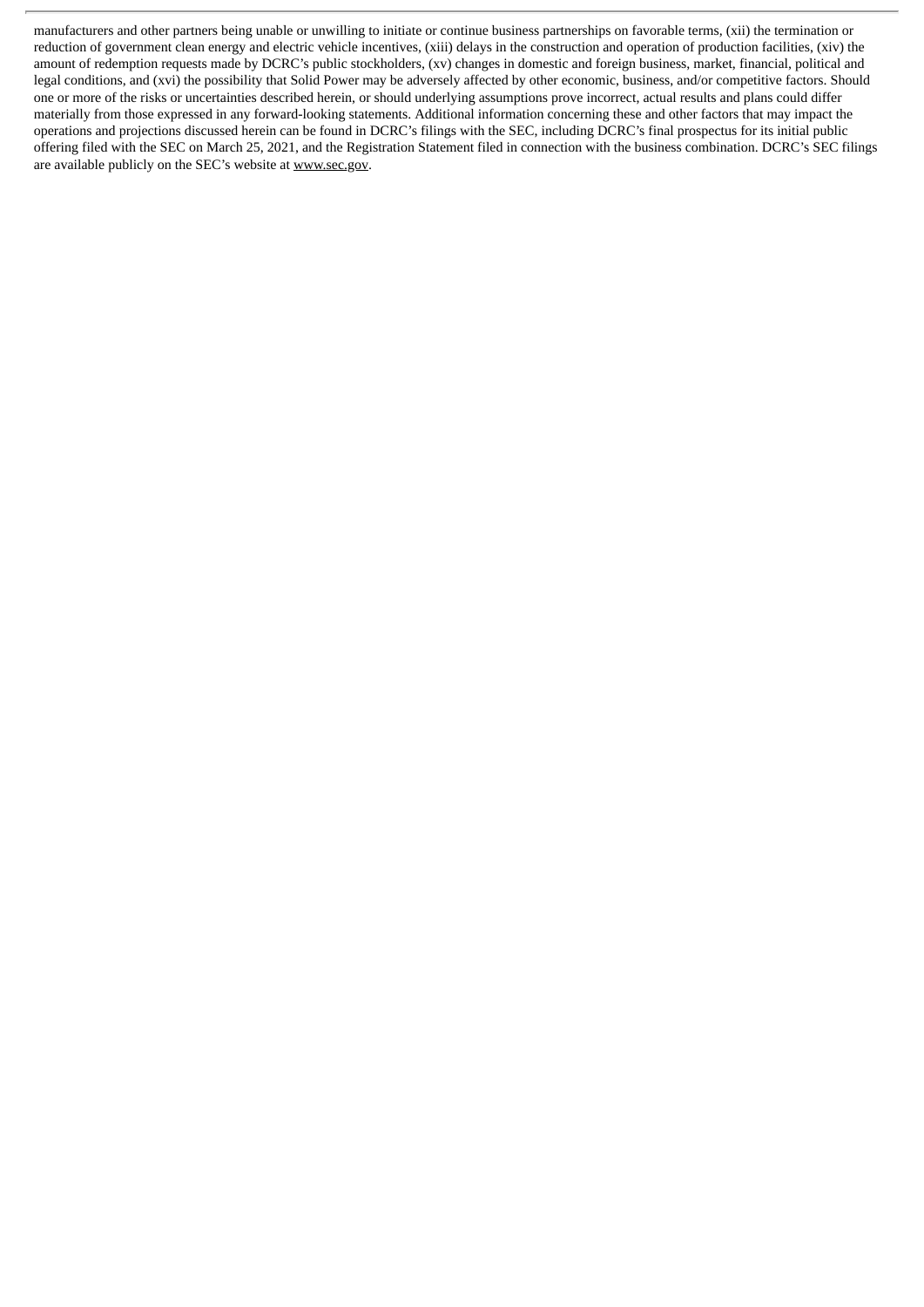manufacturers and other partners being unable or unwilling to initiate or continue business partnerships on favorable terms, (xii) the termination or reduction of government clean energy and electric vehicle incentives, (xiii) delays in the construction and operation of production facilities, (xiv) the amount of redemption requests made by DCRC's public stockholders, (xv) changes in domestic and foreign business, market, financial, political and legal conditions, and (xvi) the possibility that Solid Power may be adversely affected by other economic, business, and/or competitive factors. Should one or more of the risks or uncertainties described herein, or should underlying assumptions prove incorrect, actual results and plans could differ materially from those expressed in any forward-looking statements. Additional information concerning these and other factors that may impact the operations and projections discussed herein can be found in DCRC's filings with the SEC, including DCRC's final prospectus for its initial public offering filed with the SEC on March 25, 2021, and the Registration Statement filed in connection with the business combination. DCRC's SEC filings are available publicly on the SEC's website at www.sec.gov.